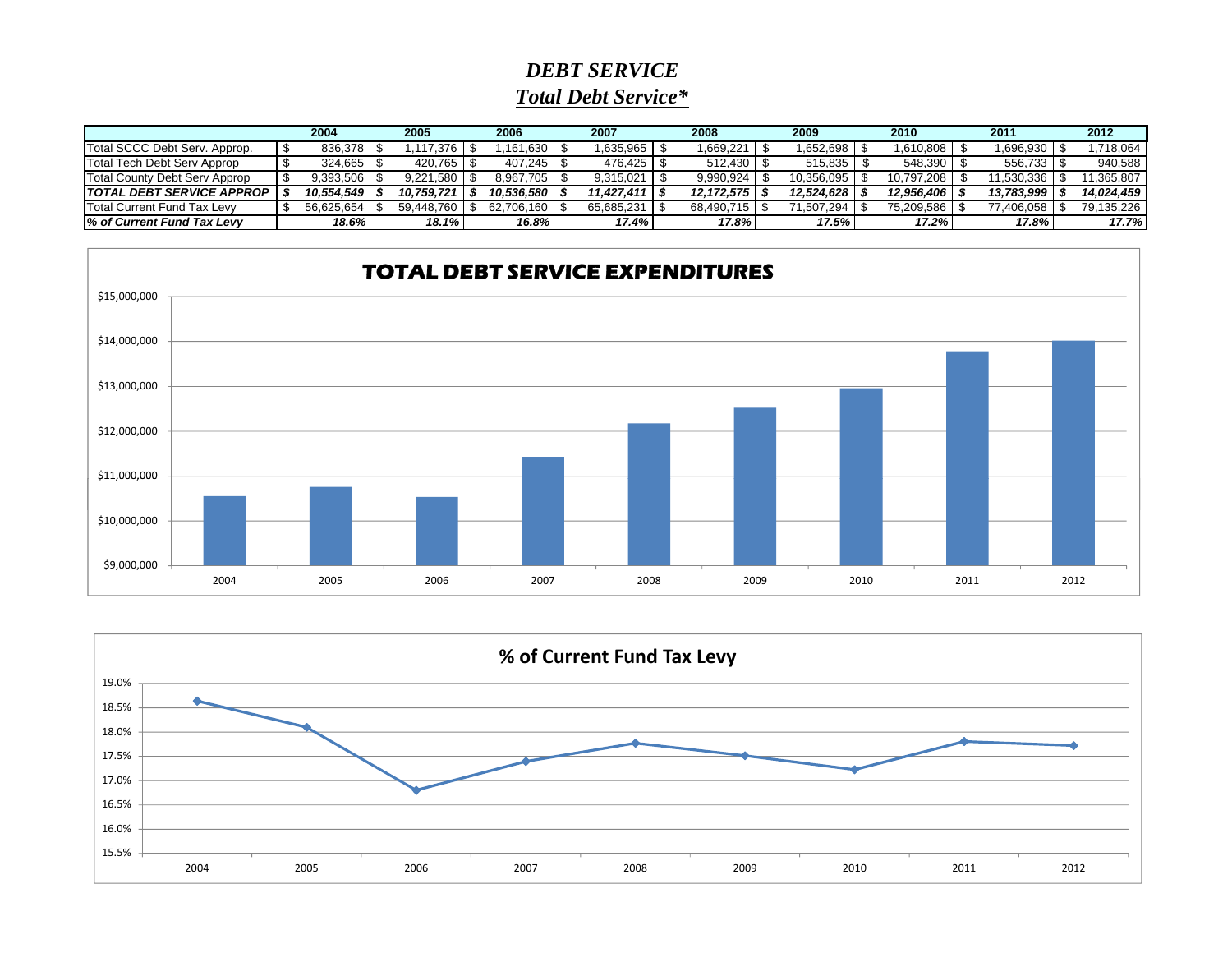# *DEBT SERVICE*

## *Total Debt Service**

| | 2004 | 2005 | 2006 | 2007 | 2008 | 2009 | 2010 | 2011 | 2012 |
|---|---|---|---|---|---|---|---|---|---|
| Total SCCC Debt Serv. Approp. | $ 836,378 | $ 1,117,376 | $ 1,161,630 | $ 1,635,965 | $ 1,669,221 | $ 1,652,698 | $ 1,610,808 | $ 1,696,930 | $ 1,718,064 |
| Total Tech Debt Serv Approp | $ 324,665 | $ 420,765 | $ 407,245 | $ 476,425 | $ 512,430 | $ 515,835 | $ 548,390 | $ 556,733 | $ 940,588 |
| Total County Debt Serv Approp | $ 9,393,506 | $ 9,221,580 | $ 8,967,705 | $ 9,315,021 | $ 9,990,924 | $ 10,356,095 | $ 10,797,208 | $ 11,530,336 | $ 11,365,807 |
| ***TOTAL DEBT SERVICE APPROP*** | ***$ 10,554,549*** | ***$ 10,759,721*** | ***$ 10,536,580*** | ***$ 11,427,411*** | ***$ 12,172,575*** | ***$ 12,524,628*** | ***$ 12,956,406*** | ***$ 13,783,999*** | ***$ 14,024,459*** |
| Total Current Fund Tax Levy | $ 56,625,654 | $ 59,448,760 | $ 62,706,160 | $ 65,685,231 | $ 68,490,715 | $ 71,507,294 | $ 75,209,586 | $ 77,406,058 | $ 79,135,226 |
| ***% of Current Fund Tax Levy*** | ***18.6%*** | ***18.1%*** | ***16.8%*** | ***17.4%*** | ***17.8%*** | ***17.5%*** | ***17.2%*** | ***17.8%*** | ***17.7%*** |

**TOTAL DEBT SERVICE EXPENDITURES**

| Year | Total Debt Service Expenditures |
|---|---|
| 2004 | $10,554,549 |
| 2005 | $10,759,721 |
| 2006 | $10,536,580 |
| 2007 | $11,427,411 |
| 2008 | $12,172,575 |
| 2009 | $12,524,628 |
| 2010 | $12,956,406 |
| 2011 | $13,783,999 |
| 2012 | $14,024,459 |

**% of Current Fund Tax Levy**

| Year | % of Current Fund Tax Levy |
|---|---|
| 2004 | 18.6% |
| 2005 | 18.1% |
| 2006 | 16.8% |
| 2007 | 17.4% |
| 2008 | 17.8% |
| 2009 | 17.5% |
| 2010 | 17.2% |
| 2011 | 17.8% |
| 2012 | 17.7% |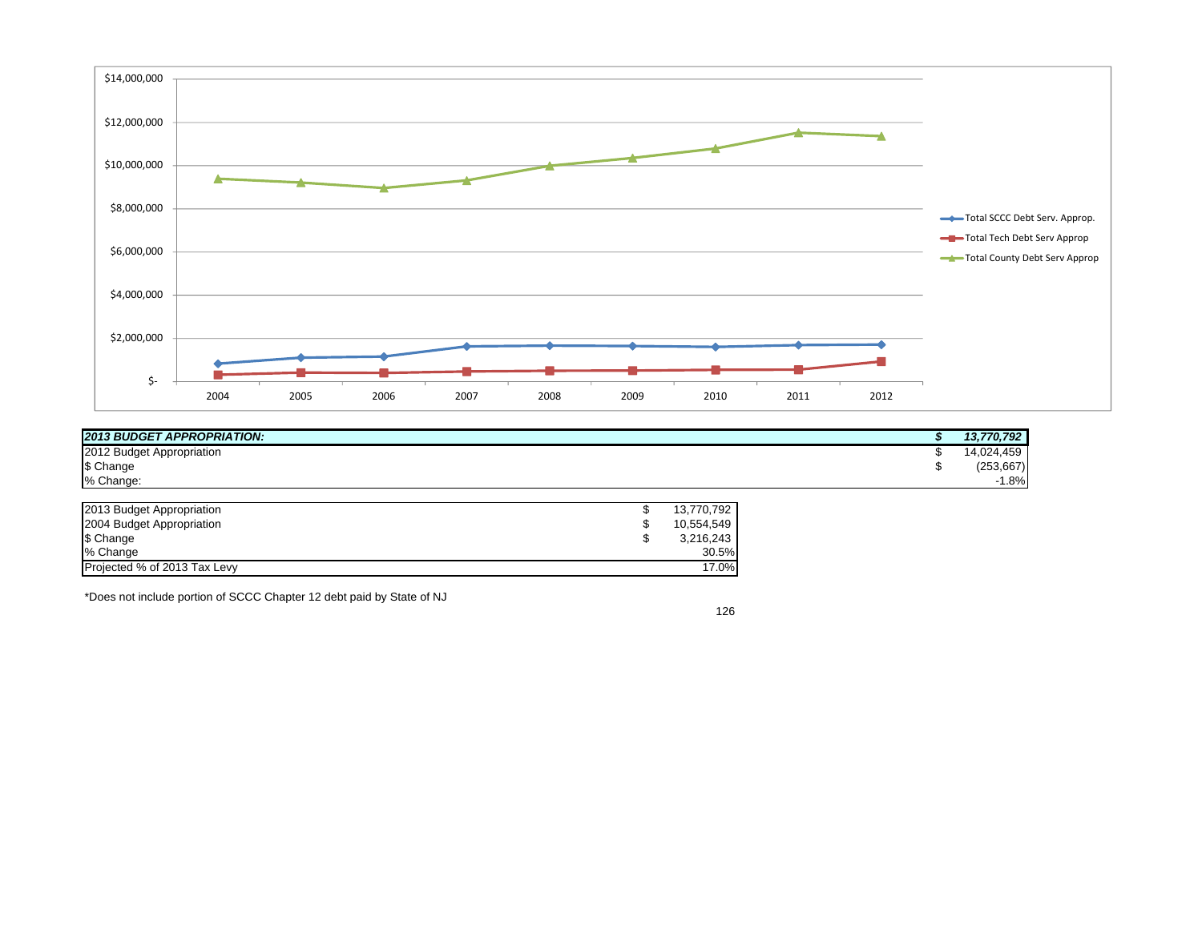| **_2013 BUDGET APPROPRIATION:_** | **_$_** | **_13,770,792_** |
|---|---|---|
| 2012 Budget Appropriation | $ | 14,024,459 |
| $ Change | $ | (253,667) |
| % Change: | | -1.8% |

| 2013 Budget Appropriation | $ | 13,770,792 |
|---|---|---|
| 2004 Budget Appropriation | $ | 10,554,549 |
| $ Change | $ | 3,216,243 |
| % Change | | 30.5% |
| Projected % of 2013 Tax Levy | | 17.0% |

*Does not include portion of SCCC Chapter 12 debt paid by State of NJ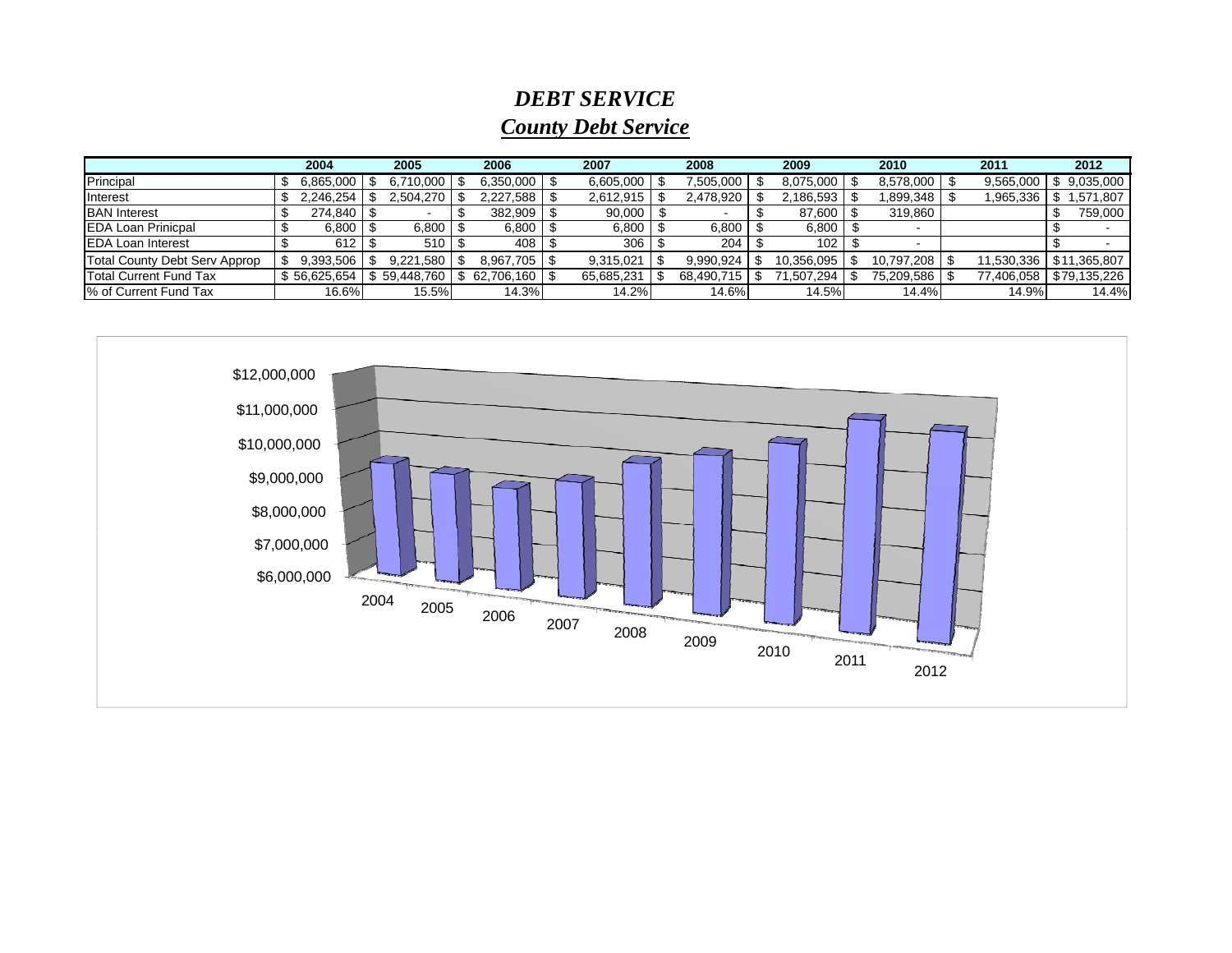# *DEBT SERVICE*

## ***County Debt Service***

| | 2004 | 2005 | 2006 | 2007 | 2008 | 2009 | 2010 | 2011 | 2012 |
|---|---|---|---|---|---|---|---|---|---|
| Principal | $ 6,865,000 | $ 6,710,000 | $ 6,350,000 | $ 6,605,000 | $ 7,505,000 | $ 8,075,000 | $ 8,578,000 | $ 9,565,000 | $ 9,035,000 |
| Interest | $ 2,246,254 | $ 2,504,270 | $ 2,227,588 | $ 2,612,915 | $ 2,478,920 | $ 2,186,593 | $ 1,899,348 | $ 1,965,336 | $ 1,571,807 |
| BAN Interest | $ 274,840 | $ - | $ 382,909 | $ 90,000 | $ - | $ 87,600 | $ 319,860 | | $ 759,000 |
| EDA Loan Prinicpal | $ 6,800 | $ 6,800 | $ 6,800 | $ 6,800 | $ 6,800 | $ 6,800 | $ - | | $ - |
| EDA Loan Interest | $ 612 | $ 510 | $ 408 | $ 306 | $ 204 | $ 102 | $ - | | $ - |
| Total County Debt Serv Approp | $ 9,393,506 | $ 9,221,580 | $ 8,967,705 | $ 9,315,021 | $ 9,990,924 | $ 10,356,095 | $ 10,797,208 | $ 11,530,336 | $11,365,807 |
| Total Current Fund Tax | $ 56,625,654 | $ 59,448,760 | $ 62,706,160 | $ 65,685,231 | $ 68,490,715 | $ 71,507,294 | $ 75,209,586 | $ 77,406,058 | $79,135,226 |
| % of Current Fund Tax | 16.6% | 15.5% | 14.3% | 14.2% | 14.6% | 14.5% | 14.4% | 14.9% | 14.4% |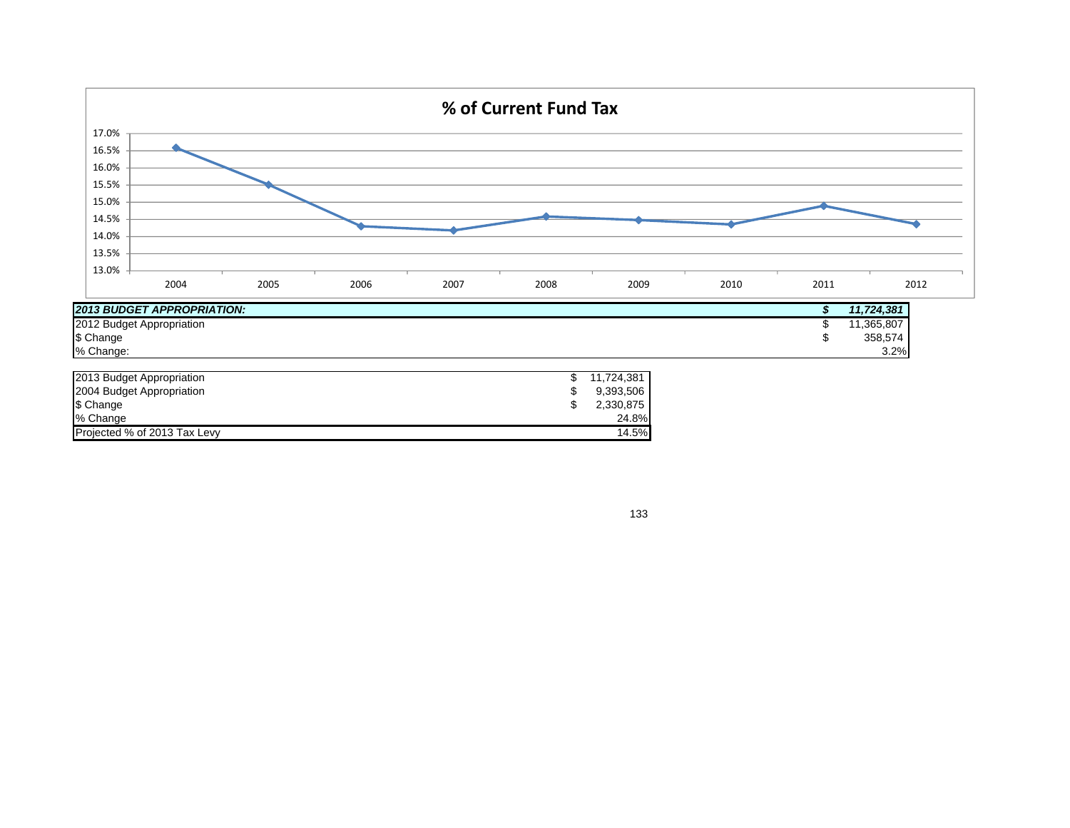% of Current Fund Tax

17.0%
16.5%
16.0%
15.5%
15.0%
14.5%
14.0%
13.5%
13.0%

2004 2005 2006 2007 2008 2009 2010 2011 2012

| | | |
|---|---|---|
| ***2013 BUDGET APPROPRIATION:*** | ***$*** | ***11,724,381*** |
| 2012 Budget Appropriation | $ | 11,365,807 |
| $ Change | $ | 358,574 |
| % Change: | | 3.2% |

| | | |
|---|---|---|
| 2013 Budget Appropriation | $ | 11,724,381 |
| 2004 Budget Appropriation | $ | 9,393,506 |
| $ Change | $ | 2,330,875 |
| % Change | | 24.8% |
| Projected % of 2013 Tax Levy | | 14.5% |